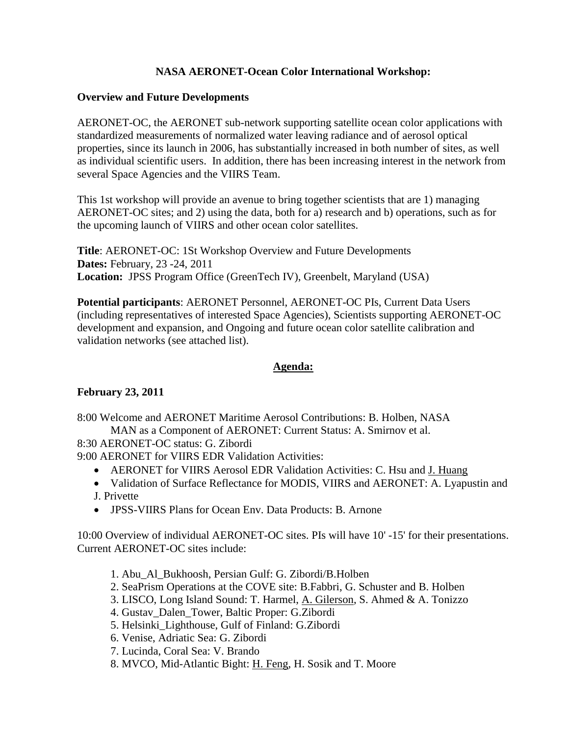# NASA AERONET-Ocean Color International Workshop:

## Overview and Future Developments

AERONET-OC, the AERONET sub-network supporting satellite ocean color applications with standardized measurements of normalized water leaving radiance and of aerosol optical properties, since its launch in 2006, has substantially increased in both number of sites, as well as individual scientific users. In addition, there has been increasing interest in the network from several Space Agencies and the VIIRS Team.

This 1st workshop will provide an avenue to bring together scientists that are 1) managing AERONET-OC sites; and 2) using the data, both for a) research and b) operations, such as for the upcoming launch of VIIRS and other ocean color satellites.

**Title**: AERONET-OC: 1St Workshop Overview and Future Developments
**Dates:** February, 23 -24, 2011
**Location:** JPSS Program Office (GreenTech IV), Greenbelt, Maryland (USA)

**Potential participants**: AERONET Personnel, AERONET-OC PIs, Current Data Users (including representatives of interested Space Agencies), Scientists supporting AERONET-OC development and expansion, and Ongoing and future ocean color satellite calibration and validation networks (see attached list).

## Agenda:

### February 23, 2011

8:00 Welcome and AERONET Maritime Aerosol Contributions: B. Holben, NASA
MAN as a Component of AERONET: Current Status: A. Smirnov et al.
8:30 AERONET-OC status: G. Zibordi
9:00 AERONET for VIIRS EDR Validation Activities:

- AERONET for VIIRS Aerosol EDR Validation Activities: C. Hsu and J. Huang
- Validation of Surface Reflectance for MODIS, VIIRS and AERONET: A. Lyapustin and J. Privette
- JPSS-VIIRS Plans for Ocean Env. Data Products: B. Arnone

10:00 Overview of individual AERONET-OC sites. PIs will have 10' -15' for their presentations. Current AERONET-OC sites include:

1. Abu_Al_Bukhoosh, Persian Gulf: G. Zibordi/B.Holben
2. SeaPrism Operations at the COVE site: B.Fabbri, G. Schuster and B. Holben
3. LISCO, Long Island Sound: T. Harmel, A. Gilerson, S. Ahmed & A. Tonizzo
4. Gustav_Dalen_Tower, Baltic Proper: G.Zibordi
5. Helsinki_Lighthouse, Gulf of Finland: G.Zibordi
6. Venise, Adriatic Sea: G. Zibordi
7. Lucinda, Coral Sea: V. Brando
8. MVCO, Mid-Atlantic Bight: H. Feng, H. Sosik and T. Moore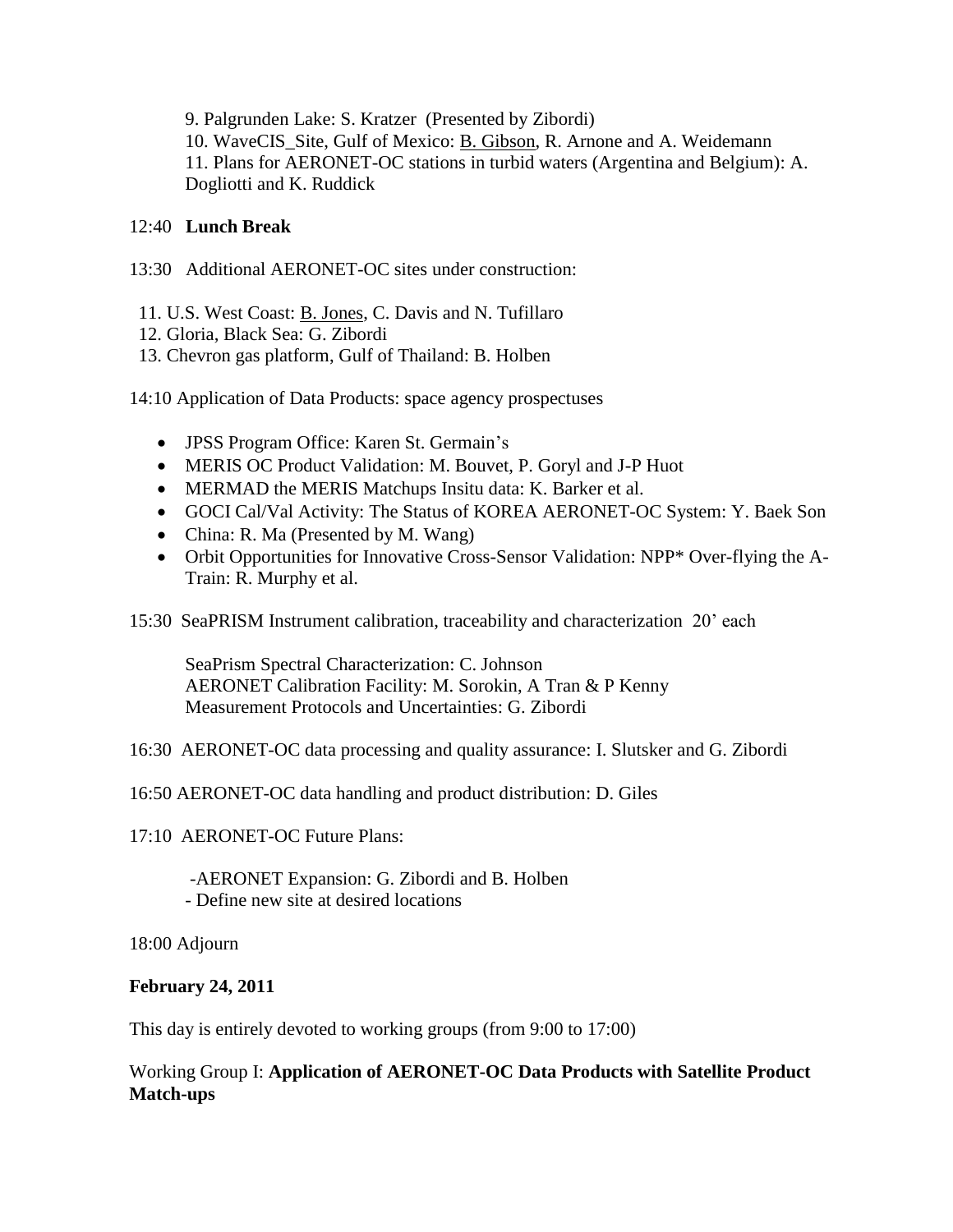9. Palgrunden Lake: S. Kratzer (Presented by Zibordi)
10. WaveCIS_Site, Gulf of Mexico: B. Gibson, R. Arnone and A. Weidemann
11. Plans for AERONET-OC stations in turbid waters (Argentina and Belgium): A. Dogliotti and K. Ruddick

12:40 **Lunch Break**

13:30 Additional AERONET-OC sites under construction:

11. U.S. West Coast: B. Jones, C. Davis and N. Tufillaro
12. Gloria, Black Sea: G. Zibordi
13. Chevron gas platform, Gulf of Thailand: B. Holben

14:10 Application of Data Products: space agency prospectuses

- JPSS Program Office: Karen St. Germain's
- MERIS OC Product Validation: M. Bouvet, P. Goryl and J-P Huot
- MERMAD the MERIS Matchups Insitu data: K. Barker et al.
- GOCI Cal/Val Activity: The Status of KOREA AERONET-OC System: Y. Baek Son
- China: R. Ma (Presented by M. Wang)
- Orbit Opportunities for Innovative Cross-Sensor Validation: NPP* Over-flying the A-Train: R. Murphy et al.

15:30 SeaPRISM Instrument calibration, traceability and characterization 20' each

SeaPrism Spectral Characterization: C. Johnson
AERONET Calibration Facility: M. Sorokin, A Tran & P Kenny
Measurement Protocols and Uncertainties: G. Zibordi

16:30 AERONET-OC data processing and quality assurance: I. Slutsker and G. Zibordi

16:50 AERONET-OC data handling and product distribution: D. Giles

17:10 AERONET-OC Future Plans:

-AERONET Expansion: G. Zibordi and B. Holben
- Define new site at desired locations

18:00 Adjourn

**February 24, 2011**

This day is entirely devoted to working groups (from 9:00 to 17:00)

Working Group I: **Application of AERONET-OC Data Products with Satellite Product Match-ups**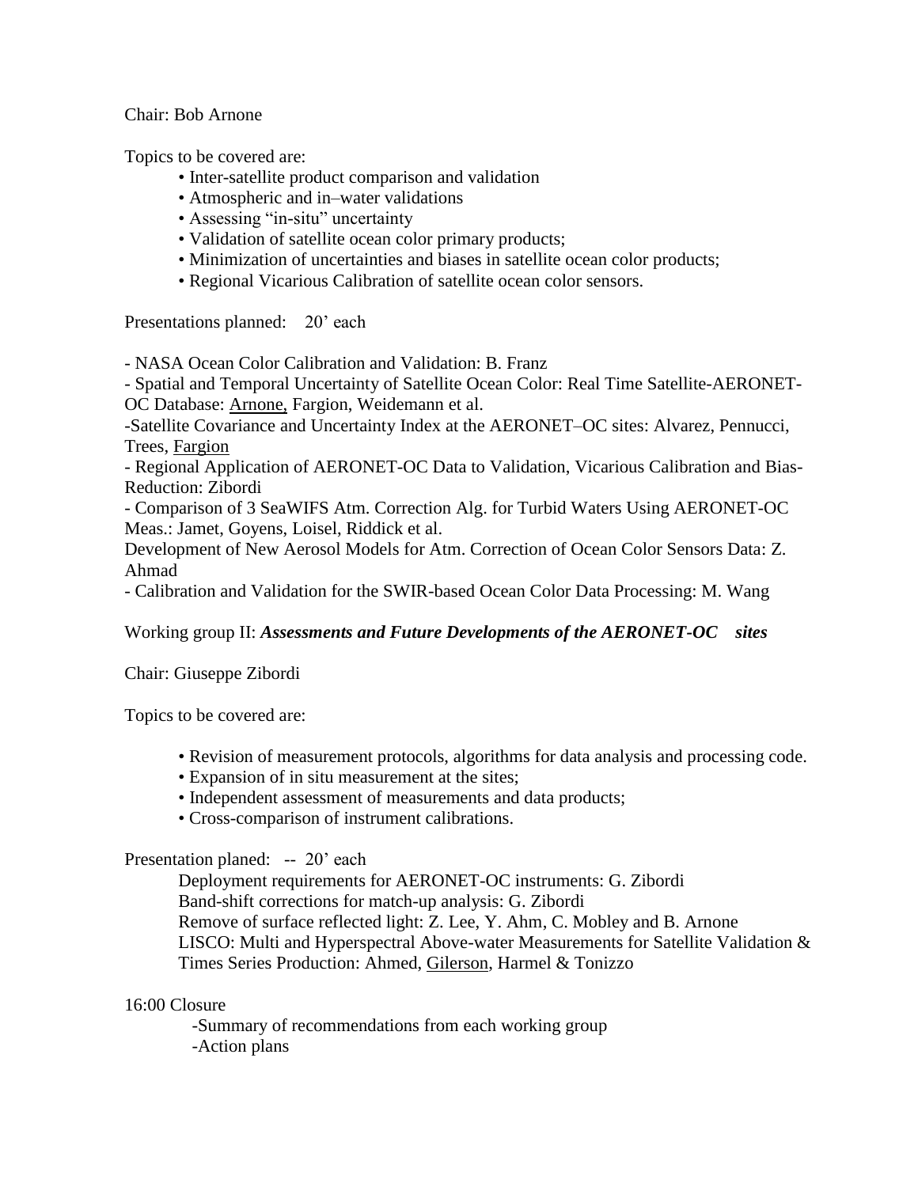Chair: Bob Arnone

Topics to be covered are:

- Inter-satellite product comparison and validation
- Atmospheric and in–water validations
- Assessing "in-situ" uncertainty
- Validation of satellite ocean color primary products;
- Minimization of uncertainties and biases in satellite ocean color products;
- Regional Vicarious Calibration of satellite ocean color sensors.

Presentations planned: 20' each

- NASA Ocean Color Calibration and Validation: B. Franz
- Spatial and Temporal Uncertainty of Satellite Ocean Color: Real Time Satellite-AERONET-OC Database: <u>Arnone,</u> Fargion, Weidemann et al.
- Satellite Covariance and Uncertainty Index at the AERONET–OC sites: Alvarez, Pennucci, Trees, <u>Fargion</u>
- Regional Application of AERONET-OC Data to Validation, Vicarious Calibration and Bias-Reduction: Zibordi
- Comparison of 3 SeaWIFS Atm. Correction Alg. for Turbid Waters Using AERONET-OC Meas.: Jamet, Goyens, Loisel, Riddick et al.

Development of New Aerosol Models for Atm. Correction of Ocean Color Sensors Data: Z. Ahmad

- Calibration and Validation for the SWIR-based Ocean Color Data Processing: M. Wang

Working group II: ***Assessments and Future Developments of the AERONET-OC sites***

Chair: Giuseppe Zibordi

Topics to be covered are:

- Revision of measurement protocols, algorithms for data analysis and processing code.
- Expansion of in situ measurement at the sites;
- Independent assessment of measurements and data products;
- Cross-comparison of instrument calibrations.

Presentation planed: -- 20' each

Deployment requirements for AERONET-OC instruments: G. Zibordi
Band-shift corrections for match-up analysis: G. Zibordi
Remove of surface reflected light: Z. Lee, Y. Ahm, C. Mobley and B. Arnone
LISCO: Multi and Hyperspectral Above-water Measurements for Satellite Validation & Times Series Production: Ahmed, <u>Gilerson</u>, Harmel & Tonizzo

16:00 Closure

-Summary of recommendations from each working group
-Action plans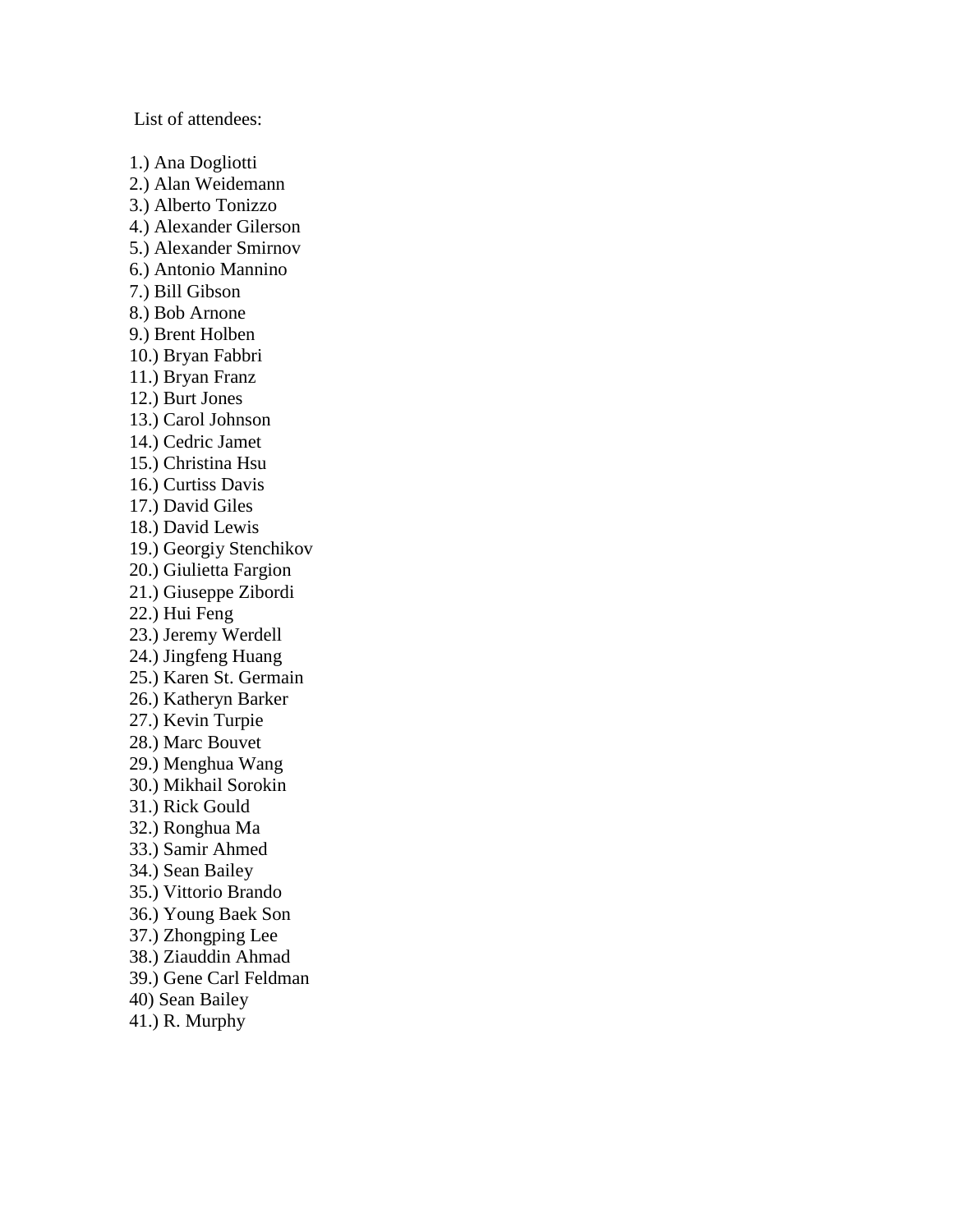List of attendees:

1.) Ana Dogliotti
2.) Alan Weidemann
3.) Alberto Tonizzo
4.) Alexander Gilerson
5.) Alexander Smirnov
6.) Antonio Mannino
7.) Bill Gibson
8.) Bob Arnone
9.) Brent Holben
10.) Bryan Fabbri
11.) Bryan Franz
12.) Burt Jones
13.) Carol Johnson
14.) Cedric Jamet
15.) Christina Hsu
16.) Curtiss Davis
17.) David Giles
18.) David Lewis
19.) Georgiy Stenchikov
20.) Giulietta Fargion
21.) Giuseppe Zibordi
22.) Hui Feng
23.) Jeremy Werdell
24.) Jingfeng Huang
25.) Karen St. Germain
26.) Katheryn Barker
27.) Kevin Turpie
28.) Marc Bouvet
29.) Menghua Wang
30.) Mikhail Sorokin
31.) Rick Gould
32.) Ronghua Ma
33.) Samir Ahmed
34.) Sean Bailey
35.) Vittorio Brando
36.) Young Baek Son
37.) Zhongping Lee
38.) Ziauddin Ahmad
39.) Gene Carl Feldman
40) Sean Bailey
41.) R. Murphy